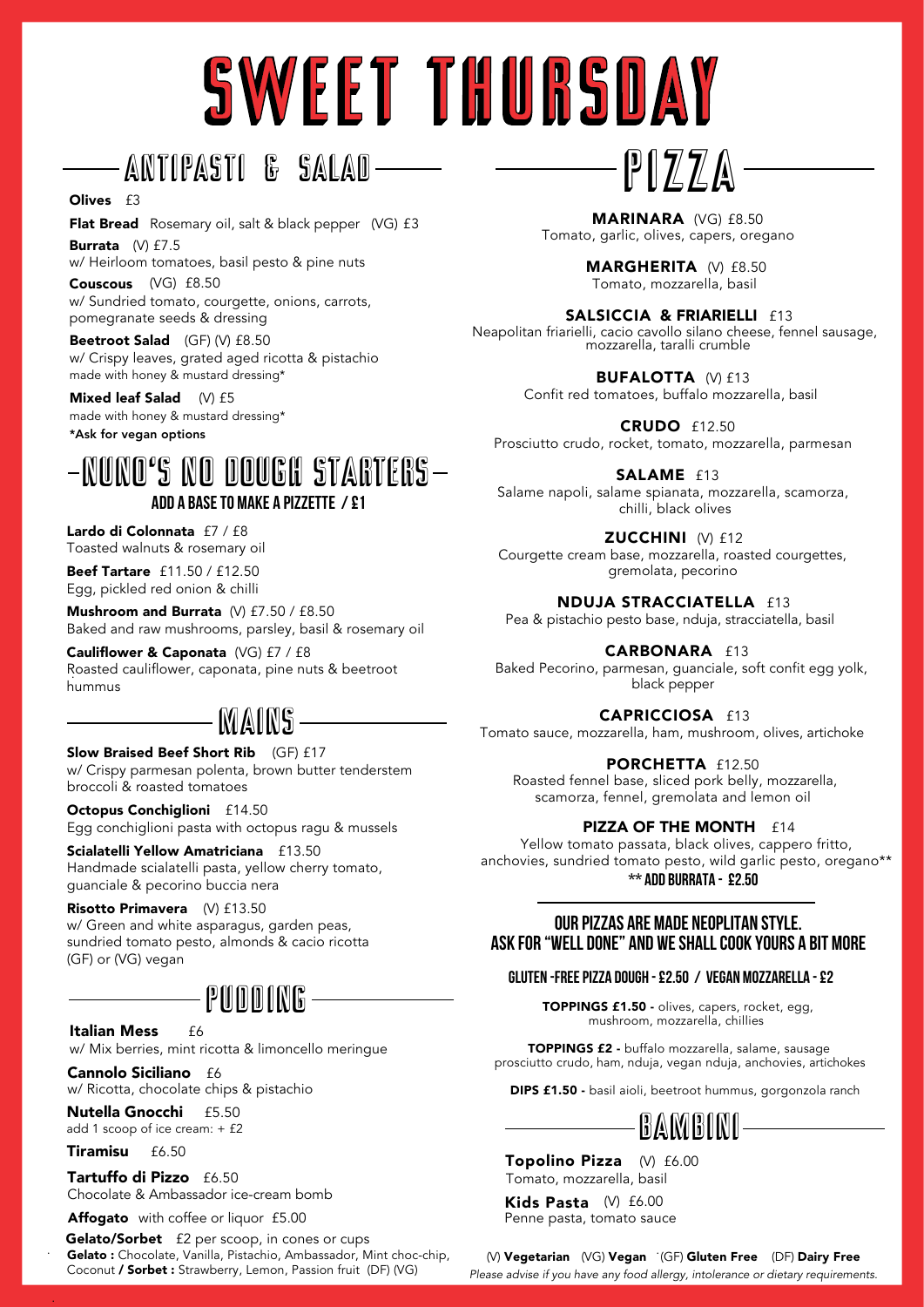# SWEET THURSDAY

## ANTIPASTI & SALAD

**Olives** £3

**Flat Bread** Rosemary oil, salt & black pepper (VG) £3

**Burrata** (V) £7.5
w/ Heirloom tomatoes, basil pesto & pine nuts

**Couscous** (VG) £8.50
w/ Sundried tomato, courgette, onions, carrots, pomegranate seeds & dressing

**Beetroot Salad** (GF) (V) £8.50
w/ Crispy leaves, grated aged ricotta & pistachio
made with honey & mustard dressing*

**Mixed leaf Salad** (V) £5
made with honey & mustard dressing*

***Ask for vegan options**

## NUNO'S NO DOUGH STARTERS

### ADD A BASE TO MAKE A PIZZETTE / £1

**Lardo di Colonnata** £7 / £8
Toasted walnuts & rosemary oil

**Beef Tartare** £11.50 / £12.50
Egg, pickled red onion & chilli

**Mushroom and Burrata** (V) £7.50 / £8.50
Baked and raw mushrooms, parsley, basil & rosemary oil

**Cauliflower & Caponata** (VG) £7 / £8
Roasted cauliflower, caponata, pine nuts & beetroot hummus

## MAINS

**Slow Braised Beef Short Rib** (GF) £17
w/ Crispy parmesan polenta, brown butter tenderstem broccoli & roasted tomatoes

**Octopus Conchiglioni** £14.50
Egg conchiglioni pasta with octopus ragu & mussels

**Scialatelli Yellow Amatriciana** £13.50
Handmade scialatelli pasta, yellow cherry tomato, guanciale & pecorino buccia nera

**Risotto Primavera** (V) £13.50
w/ Green and white asparagus, garden peas, sundried tomato pesto, almonds & cacio ricotta (GF) or (VG) vegan

## PUDDING

**Italian Mess** £6
w/ Mix berries, mint ricotta & limoncello meringue

**Cannolo Siciliano** £6
w/ Ricotta, chocolate chips & pistachio

**Nutella Gnocchi** £5.50
add 1 scoop of ice cream: + £2

**Tiramisu** £6.50

**Tartuffo di Pizzo** £6.50
Chocolate & Ambassador ice-cream bomb

**Affogato** with coffee or liquor £5.00

**Gelato/Sorbet** £2 per scoop, in cones or cups
**Gelato :** Chocolate, Vanilla, Pistachio, Ambassador, Mint choc-chip, Coconut **/ Sorbet :** Strawberry, Lemon, Passion fruit (DF) (VG)

## PIZZA

**MARINARA** (VG) £8.50
Tomato, garlic, olives, capers, oregano

**MARGHERITA** (V) £8.50
Tomato, mozzarella, basil

**SALSICCIA & FRIARIELLI** £13
Neapolitan friarielli, cacio cavollo silano cheese, fennel sausage, mozzarella, taralli crumble

**BUFALOTTA** (V) £13
Confit red tomatoes, buffalo mozzarella, basil

**CRUDO** £12.50
Prosciutto crudo, rocket, tomato, mozzarella, parmesan

**SALAME** £13
Salame napoli, salame spianata, mozzarella, scamorza, chilli, black olives

**ZUCCHINI** (V) £12
Courgette cream base, mozzarella, roasted courgettes, gremolata, pecorino

**NDUJA STRACCIATELLA** £13
Pea & pistachio pesto base, nduja, stracciatella, basil

**CARBONARA** £13
Baked Pecorino, parmesan, guanciale, soft confit egg yolk, black pepper

**CAPRICCIOSA** £13
Tomato sauce, mozzarella, ham, mushroom, olives, artichoke

**PORCHETTA** £12.50
Roasted fennel base, sliced pork belly, mozzarella, scamorza, fennel, gremolata and lemon oil

**PIZZA OF THE MONTH** £14
Yellow tomato passata, black olives, cappero fritto, anchovies, sundried tomato pesto, wild garlic pesto, oregano**
**** ADD BURRATA - £2.50**

### OUR PIZZAS ARE MADE NEOPLITAN STYLE. ASK FOR "WELL DONE" AND WE SHALL COOK YOURS A BIT MORE

**GLUTEN -FREE PIZZA DOUGH - £2.50 / VEGAN MOZZARELLA - £2**

**TOPPINGS £1.50 -** olives, capers, rocket, egg, mushroom, mozzarella, chillies

**TOPPINGS £2 -** buffalo mozzarella, salame, sausage prosciutto crudo, ham, nduja, vegan nduja, anchovies, artichokes

**DIPS £1.50 -** basil aioli, beetroot hummus, gorgonzola ranch

## BAMBINI

**Topolino Pizza** (V) £6.00
Tomato, mozzarella, basil

**Kids Pasta** (V) £6.00
Penne pasta, tomato sauce

(V) **Vegetarian** (VG) **Vegan** (GF) **Gluten Free** (DF) **Dairy Free**

*Please advise if you have any food allergy, intolerance or dietary requirements.*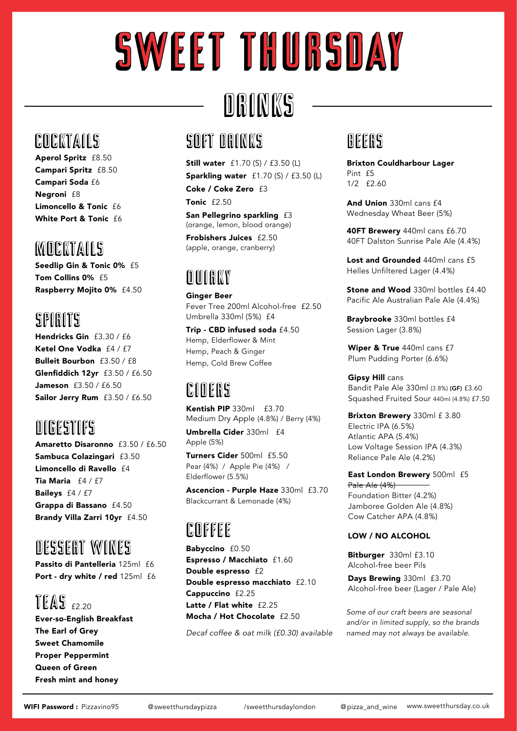# SWEET THURSDAY

## DRINKS

### COCKTAILS

**Aperol Spritz** £8.50
**Campari Spritz** £8.50
**Campari Soda** £6
**Negroni** £8
**Limoncello & Tonic** £6
**White Port & Tonic** £6

### MOCKTAILS

**Seedlip Gin & Tonic 0%** £5
**Tom Collins 0%** £5
**Raspberry Mojito 0%** £4.50

### SPIRITS

**Hendricks Gin** £3.30 / £6
**Ketel One Vodka** £4 / £7
**Bulleit Bourbon** £3.50 / £8
**Glenfiddich 12yr** £3.50 / £6.50
**Jameson** £3.50 / £6.50
**Sailor Jerry Rum** £3.50 / £6.50

### DIGESTIFS

**Amaretto Disaronno** £3.50 / £6.50
**Sambuca Colazingari** £3.50
**Limoncello di Ravello** £4
**Tia Maria** £4 / £7
**Baileys** £4 / £7
**Grappa di Bassano** £4.50
**Brandy Villa Zarri 10yr** £4.50

### DESSERT WINES

**Passito di Pantelleria** 125ml £6
**Port - dry white / red** 125ml £6

### TEAS £2.20

**Ever-so-English Breakfast**
**The Earl of Grey**
**Sweet Chamomile**
**Proper Peppermint**
**Queen of Green**
**Fresh mint and honey**

### SOFT DRINKS

**Still water** £1.70 (S) / £3.50 (L)
**Sparkling water** £1.70 (S) / £3.50 (L)
**Coke / Coke Zero** £3
**Tonic** £2.50
**San Pellegrino sparkling** £3
(orange, lemon, blood orange)
**Frobishers Juices** £2.50
(apple, orange, cranberry)

### QUIRKY

**Ginger Beer**
Fever Tree 200ml Alcohol-free £2.50
Umbrella 330ml (5%) £4

**Trip - CBD infused soda** £4.50
Hemp, Elderflower & Mint
Hemp, Peach & Ginger
Hemp, Cold Brew Coffee

### CIDERS

**Kentish PIP** 330ml £3.70
Medium Dry Apple (4.8%) / Berry (4%)

**Umbrella Cider** 330ml £4
Apple (5%)

**Turners Cider** 500ml £5.50
Pear (4%) / Apple Pie (4%) / Elderflower (5.5%)

**Ascencion - Purple Haze** 330ml £3.70
Blackcurrant & Lemonade (4%)

### COFFEE

**Babyccino** £0.50
**Espresso / Macchiato** £1.60
**Double espresso** £2
**Double espresso macchiato** £2.10
**Cappuccino** £2.25
**Latte / Flat white** £2.25
**Mocha / Hot Chocolate** £2.50

*Decaf coffee & oat milk (£0.30) available*

### BEERS

**Brixton Couldharbour Lager**
Pint £5
1/2 £2.60

**And Union** 330ml cans £4
Wednesday Wheat Beer (5%)

**40FT Brewery** 440ml cans £6.70
40FT Dalston Sunrise Pale Ale (4.4%)

**Lost and Grounded** 440ml cans £5
Helles Unfiltered Lager (4.4%)

**Stone and Wood** 330ml bottles £4.40
Pacific Ale Australian Pale Ale (4.4%)

**Braybrooke** 330ml bottles £4
Session Lager (3.8%)

**Wiper & True** 440ml cans £7
Plum Pudding Porter (6.6%)

**Gipsy Hill** cans
Bandit Pale Ale 330ml (3.8%) **(GF)** £3.60
Squashed Fruited Sour 440ml (4.8%) £7.50

**Brixton Brewery** 330ml £ 3.80
Electric IPA (6.5%)
Atlantic APA (5.4%)
Low Voltage Session IPA (4.3%)
Reliance Pale Ale (4.2%)

**East London Brewery** 500ml £5
~~Pale Ale (4%)~~
Foundation Bitter (4.2%)
Jamboree Golden Ale (4.8%)
Cow Catcher APA (4.8%)

**LOW / NO ALCOHOL**

**Bitburger** 330ml £3.10
Alcohol-free beer Pils

**Days Brewing** 330ml £3.70
Alcohol-free beer (Lager / Pale Ale)

*Some of our craft beers are seasonal and/or in limited supply, so the brands named may not always be available.*

**WIFI Password :** Pizzavino95 @sweetthursdaypizza /sweetthursdaylondon @pizza_and_wine www.sweetthursday.co.uk